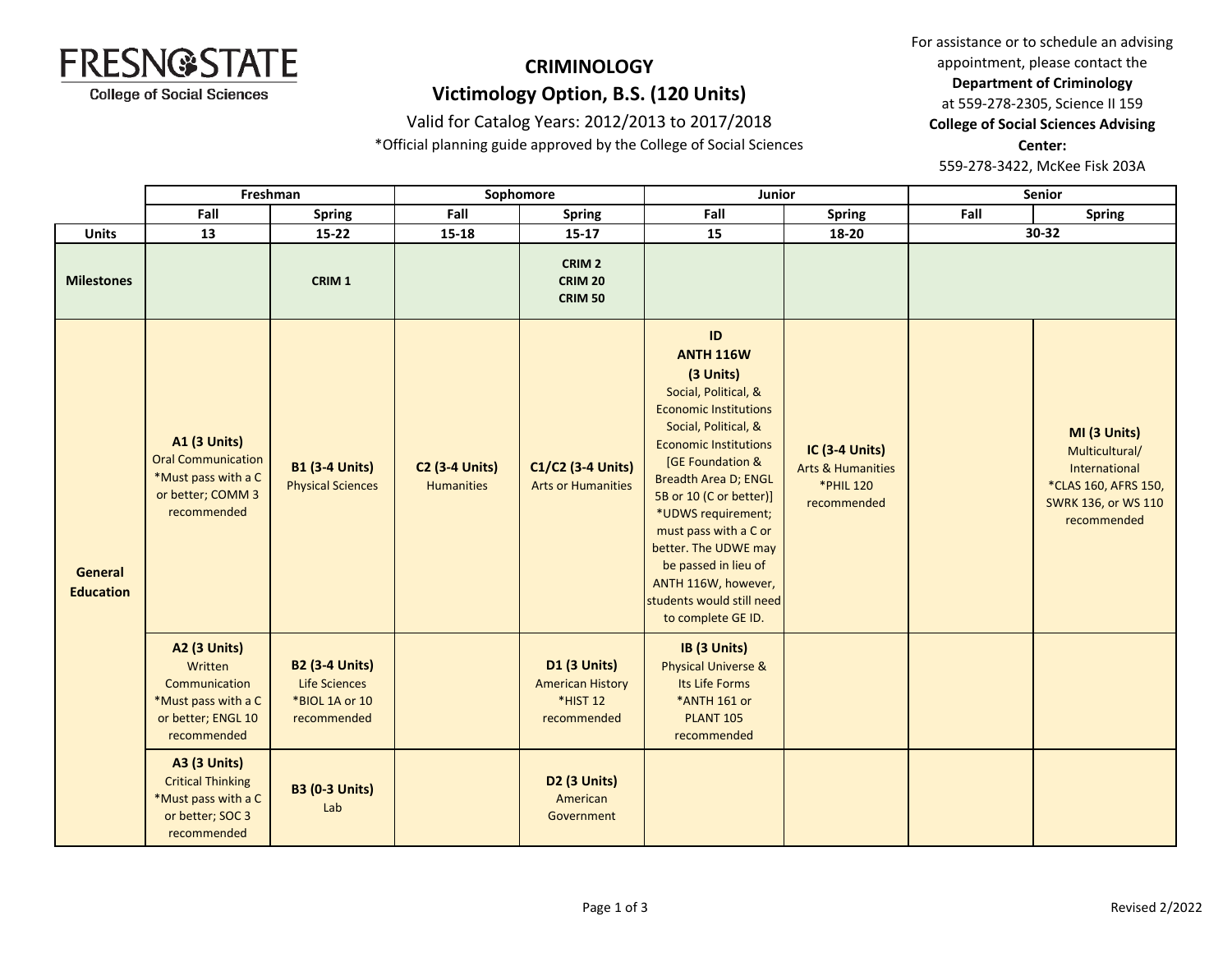FRESNO STATE
College of Social Sciences

# CRIMINOLOGY
## Victimology Option, B.S. (120 Units)

Valid for Catalog Years: 2012/2013 to 2017/2018

*Official planning guide approved by the College of Social Sciences

For assistance or to schedule an advising appointment, please contact the **Department of Criminology** at 559-278-2305, Science II 159
**College of Social Sciences Advising Center:** 559-278-3422, McKee Fisk 203A

| | Freshman | | Sophomore | | Junior | | Senior | |
|---|---|---|---|---|---|---|---|---|
| | Fall | Spring | Fall | Spring | Fall | Spring | Fall | Spring |
| **Units** | 13 | 15-22 | 15-18 | 15-17 | 15 | 18-20 | 30-32 | |
| **Milestones** | | CRIM 1 | | CRIM 2<br>CRIM 20<br>CRIM 50 | | | | |
| **General Education** | **A1 (3 Units)** Oral Communication *Must pass with a C or better; COMM 3 recommended | **B1 (3-4 Units)** Physical Sciences | **C2 (3-4 Units)** Humanities | **C1/C2 (3-4 Units)** Arts or Humanities | **ID ANTH 116W (3 Units)** Social, Political, & Economic Institutions Social, Political, & Economic Institutions [GE Foundation & Breadth Area D; ENGL 5B or 10 (C or better)] *UDWS requirement; must pass with a C or better. The UDWE may be passed in lieu of ANTH 116W, however, students would still need to complete GE ID. | **IC (3-4 Units)** Arts & Humanities *PHIL 120 recommended | | **MI (3 Units)** Multicultural/ International *CLAS 160, AFRS 150, SWRK 136, or WS 110 recommended |
| | **A2 (3 Units)** Written Communication *Must pass with a C or better; ENGL 10 recommended | **B2 (3-4 Units)** Life Sciences *BIOL 1A or 10 recommended | | **D1 (3 Units)** American History *HIST 12 recommended | **IB (3 Units)** Physical Universe & Its Life Forms *ANTH 161 or PLANT 105 recommended | | | |
| | **A3 (3 Units)** Critical Thinking *Must pass with a C or better; SOC 3 recommended | **B3 (0-3 Units)** Lab | | **D2 (3 Units)** American Government | | | | |

Revised 2/2022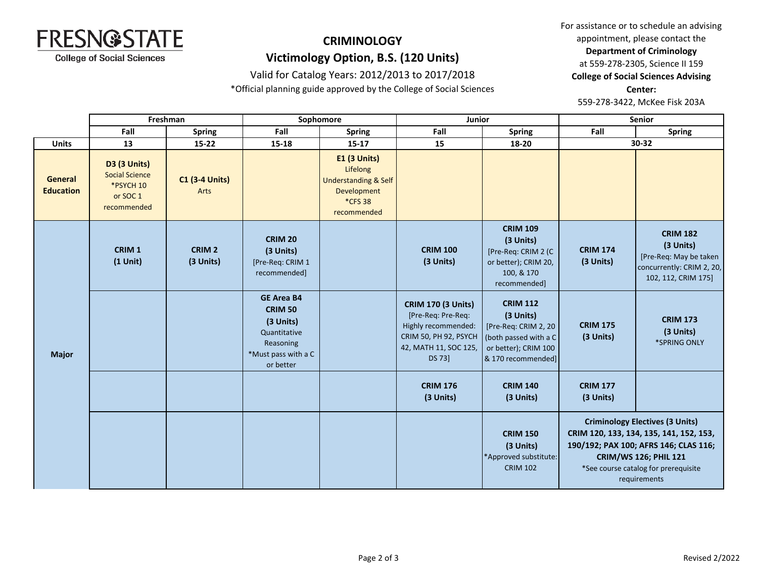**FRESNO STATE**
College of Social Sciences

## CRIMINOLOGY

## Victimology Option, B.S. (120 Units)

Valid for Catalog Years: 2012/2013 to 2017/2018

*Official planning guide approved by the College of Social Sciences

For assistance or to schedule an advising appointment, please contact the **Department of Criminology** at 559-278-2305, Science II 159
**College of Social Sciences Advising Center:** 559-278-3422, McKee Fisk 203A

| | Freshman | | Sophomore | | Junior | | Senior | |
|---|---|---|---|---|---|---|---|---|
| | **Fall** | **Spring** | **Fall** | **Spring** | **Fall** | **Spring** | **Fall** | **Spring** |
| **Units** | 13 | 15-22 | 15-18 | 15-17 | 15 | 18-20 | 30-32 | |
| **General Education** | **D3 (3 Units)** Social Science *PSYCH 10 or SOC 1 recommended | **C1 (3-4 Units)** Arts | | **E1 (3 Units)** Lifelong Understanding & Self Development *CFS 38 recommended | | | | |
| **Major** | **CRIM 1 (1 Unit)** | **CRIM 2 (3 Units)** | **CRIM 20 (3 Units)** [Pre-Req: CRIM 1 recommended] | | **CRIM 100 (3 Units)** | **CRIM 109 (3 Units)** [Pre-Req: CRIM 2 (C or better); CRIM 20, 100, & 170 recommended] | **CRIM 174 (3 Units)** | **CRIM 182 (3 Units)** [Pre-Req: May be taken concurrently: CRIM 2, 20, 102, 112, CRIM 175] |
| | | | **GE Area B4 CRIM 50 (3 Units)** Quantitative Reasoning *Must pass with a C or better | | **CRIM 170 (3 Units)** [Pre-Req: Pre-Req: Highly recommended: CRIM 50, PH 92, PSYCH 42, MATH 11, SOC 125, DS 73] | **CRIM 112 (3 Units)** [Pre-Req: CRIM 2, 20 (both passed with a C or better); CRIM 100 & 170 recommended] | **CRIM 175 (3 Units)** | **CRIM 173 (3 Units)** *SPRING ONLY |
| | | | | | **CRIM 176 (3 Units)** | **CRIM 140 (3 Units)** | **CRIM 177 (3 Units)** | |
| | | | | | | **CRIM 150 (3 Units)** *Approved substitute: CRIM 102 | **Criminology Electives (3 Units)** **CRIM 120, 133, 134, 135, 141, 152, 153, 190/192; PAX 100; AFRS 146; CLAS 116; CRIM/WS 126; PHIL 121** *See course catalog for prerequisite requirements | |

Revised 2/2022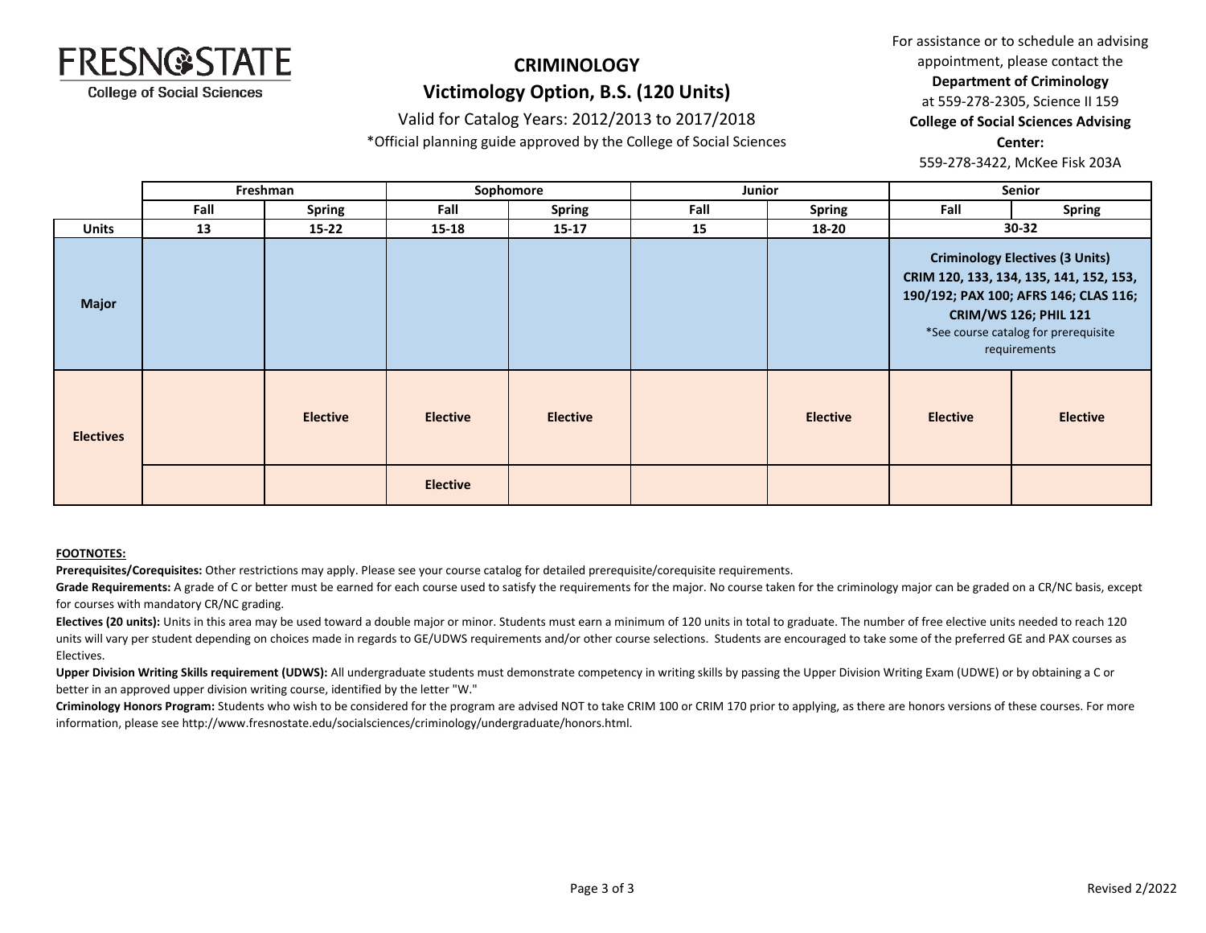FRESNO STATE
College of Social Sciences

# CRIMINOLOGY

## Victimology Option, B.S. (120 Units)

Valid for Catalog Years: 2012/2013 to 2017/2018

*Official planning guide approved by the College of Social Sciences

For assistance or to schedule an advising appointment, please contact the **Department of Criminology** at 559-278-2305, Science II 159
**College of Social Sciences Advising Center:** 559-278-3422, McKee Fisk 203A

| | Freshman | | Sophomore | | Junior | | Senior | |
|---|---|---|---|---|---|---|---|---|
| | **Fall** | **Spring** | **Fall** | **Spring** | **Fall** | **Spring** | **Fall** | **Spring** |
| **Units** | **13** | **15-22** | **15-18** | **15-17** | **15** | **18-20** | **30-32** | |
| **Major** | | | | | | | **Criminology Electives (3 Units)** **CRIM 120, 133, 134, 135, 141, 152, 153, 190/192; PAX 100; AFRS 146; CLAS 116; CRIM/WS 126; PHIL 121** *See course catalog for prerequisite requirements | |
| **Electives** | | **Elective** | **Elective** | **Elective** | | **Elective** | **Elective** | **Elective** |
| | | | **Elective** | | | | | |

**FOOTNOTES:**

**Prerequisites/Corequisites:** Other restrictions may apply. Please see your course catalog for detailed prerequisite/corequisite requirements.

**Grade Requirements:** A grade of C or better must be earned for each course used to satisfy the requirements for the major. No course taken for the criminology major can be graded on a CR/NC basis, except for courses with mandatory CR/NC grading.

**Electives (20 units):** Units in this area may be used toward a double major or minor. Students must earn a minimum of 120 units in total to graduate. The number of free elective units needed to reach 120 units will vary per student depending on choices made in regards to GE/UDWS requirements and/or other course selections. Students are encouraged to take some of the preferred GE and PAX courses as Electives.

**Upper Division Writing Skills requirement (UDWS):** All undergraduate students must demonstrate competency in writing skills by passing the Upper Division Writing Exam (UDWE) or by obtaining a C or better in an approved upper division writing course, identified by the letter "W."

**Criminology Honors Program:** Students who wish to be considered for the program are advised NOT to take CRIM 100 or CRIM 170 prior to applying, as there are honors versions of these courses. For more information, please see http://www.fresnostate.edu/socialsciences/criminology/undergraduate/honors.html.

Revised 2/2022